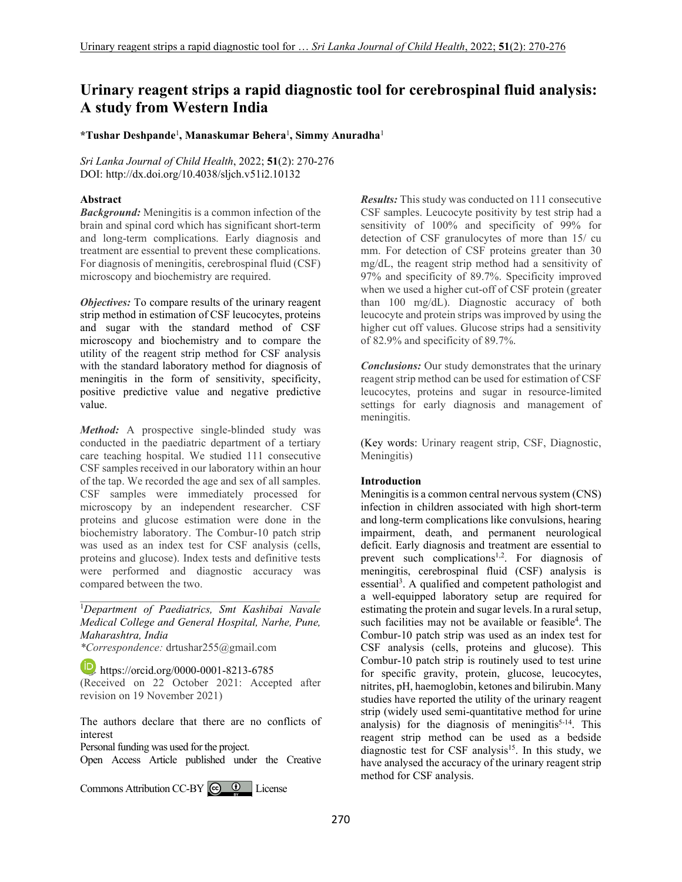# Urinary reagent strips a rapid diagnostic tool for cerebrospinal fluid analysis: A study from Western India

**\*Tushar Deshpande**[1], **Manaskumar Behera**[1], **Simmy Anuradha**[1]

*Sri Lanka Journal of Child Health*, 2022; **51**(2): 270-276
DOI: http://dx.doi.org/10.4038/sljch.v51i2.10132

## Abstract

***Background:*** Meningitis is a common infection of the brain and spinal cord which has significant short-term and long-term complications. Early diagnosis and treatment are essential to prevent these complications. For diagnosis of meningitis, cerebrospinal fluid (CSF) microscopy and biochemistry are required.

***Objectives:*** To compare results of the urinary reagent strip method in estimation of CSF leucocytes, proteins and sugar with the standard method of CSF microscopy and biochemistry and to compare the utility of the reagent strip method for CSF analysis with the standard laboratory method for diagnosis of meningitis in the form of sensitivity, specificity, positive predictive value and negative predictive value.

***Method:*** A prospective single-blinded study was conducted in the paediatric department of a tertiary care teaching hospital. We studied 111 consecutive CSF samples received in our laboratory within an hour of the tap. We recorded the age and sex of all samples. CSF samples were immediately processed for microscopy by an independent researcher. CSF proteins and glucose estimation were done in the biochemistry laboratory. The Combur-10 patch strip was used as an index test for CSF analysis (cells, proteins and glucose). Index tests and definitive tests were performed and diagnostic accuracy was compared between the two.

***Results:*** This study was conducted on 111 consecutive CSF samples. Leucocyte positivity by test strip had a sensitivity of 100% and specificity of 99% for detection of CSF granulocytes of more than 15/ cu mm. For detection of CSF proteins greater than 30 mg/dL, the reagent strip method had a sensitivity of 97% and specificity of 89.7%. Specificity improved when we used a higher cut-off of CSF protein (greater than 100 mg/dL). Diagnostic accuracy of both leucocyte and protein strips was improved by using the higher cut off values. Glucose strips had a sensitivity of 82.9% and specificity of 89.7%.

***Conclusions:*** Our study demonstrates that the urinary reagent strip method can be used for estimation of CSF leucocytes, proteins and sugar in resource-limited settings for early diagnosis and management of meningitis.

(Key words: Urinary reagent strip, CSF, Diagnostic, Meningitis)

---

[1]*Department of Paediatrics, Smt Kashibai Navale Medical College and General Hospital, Narhe, Pune, Maharashtra, India*
*\*Correspondence:* drtushar255@gmail.com

https://orcid.org/0000-0001-8213-6785
(Received on 22 October 2021: Accepted after revision on 19 November 2021)

The authors declare that there are no conflicts of interest
Personal funding was used for the project.
Open Access Article published under the Creative Commons Attribution CC-BY License

## Introduction

Meningitis is a common central nervous system (CNS) infection in children associated with high short-term and long-term complications like convulsions, hearing impairment, death, and permanent neurological deficit. Early diagnosis and treatment are essential to prevent such complications[1,2]. For diagnosis of meningitis, cerebrospinal fluid (CSF) analysis is essential[3]. A qualified and competent pathologist and a well-equipped laboratory setup are required for estimating the protein and sugar levels. In a rural setup, such facilities may not be available or feasible[4]. The Combur-10 patch strip was used as an index test for CSF analysis (cells, proteins and glucose). This Combur-10 patch strip is routinely used to test urine for specific gravity, protein, glucose, leucocytes, nitrites, pH, haemoglobin, ketones and bilirubin. Many studies have reported the utility of the urinary reagent strip (widely used semi-quantitative method for urine analysis) for the diagnosis of meningitis[5-14]. This reagent strip method can be used as a bedside diagnostic test for CSF analysis[15]. In this study, we have analysed the accuracy of the urinary reagent strip method for CSF analysis.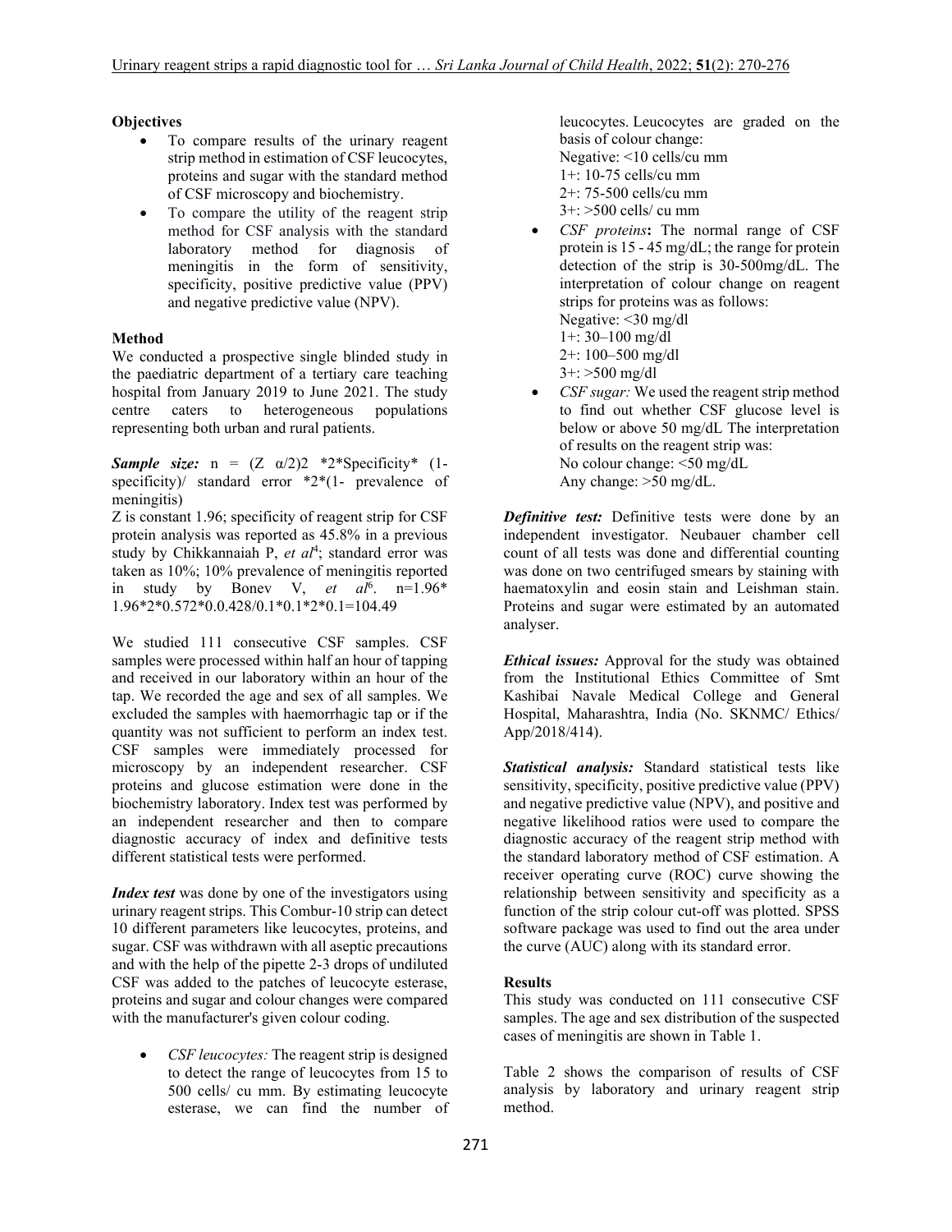**Objectives**

- To compare results of the urinary reagent strip method in estimation of CSF leucocytes, proteins and sugar with the standard method of CSF microscopy and biochemistry.
- To compare the utility of the reagent strip method for CSF analysis with the standard laboratory method for diagnosis of meningitis in the form of sensitivity, specificity, positive predictive value (PPV) and negative predictive value (NPV).

**Method**

We conducted a prospective single blinded study in the paediatric department of a tertiary care teaching hospital from January 2019 to June 2021. The study centre caters to heterogeneous populations representing both urban and rural patients.

***Sample size:*** n = (Z α/2)2 *2*Specificity* (1-specificity)/ standard error *2*(1- prevalence of meningitis)

Z is constant 1.96; specificity of reagent strip for CSF protein analysis was reported as 45.8% in a previous study by Chikkannaiah P, *et al*[4]; standard error was taken as 10%; 10% prevalence of meningitis reported in study by Bonev V, *et al*[6]. n=1.96* 1.96*2*0.572*0.0.428/0.1*0.1*2*0.1=104.49

We studied 111 consecutive CSF samples. CSF samples were processed within half an hour of tapping and received in our laboratory within an hour of the tap. We recorded the age and sex of all samples. We excluded the samples with haemorrhagic tap or if the quantity was not sufficient to perform an index test. CSF samples were immediately processed for microscopy by an independent researcher. CSF proteins and glucose estimation were done in the biochemistry laboratory. Index test was performed by an independent researcher and then to compare diagnostic accuracy of index and definitive tests different statistical tests were performed.

***Index test*** was done by one of the investigators using urinary reagent strips. This Combur-10 strip can detect 10 different parameters like leucocytes, proteins, and sugar. CSF was withdrawn with all aseptic precautions and with the help of the pipette 2-3 drops of undiluted CSF was added to the patches of leucocyte esterase, proteins and sugar and colour changes were compared with the manufacturer's given colour coding.

- *CSF leucocytes:* The reagent strip is designed to detect the range of leucocytes from 15 to 500 cells/ cu mm. By estimating leucocyte esterase, we can find the number of leucocytes. Leucocytes are graded on the basis of colour change:
  Negative: <10 cells/cu mm
  1+: 10-75 cells/cu mm
  2+: 75-500 cells/cu mm
  3+: >500 cells/ cu mm
- *CSF proteins*: The normal range of CSF protein is 15 - 45 mg/dL; the range for protein detection of the strip is 30-500mg/dL. The interpretation of colour change on reagent strips for proteins was as follows:
  Negative: <30 mg/dl
  1+: 30–100 mg/dl
  2+: 100–500 mg/dl
  3+: >500 mg/dl
- *CSF sugar:* We used the reagent strip method to find out whether CSF glucose level is below or above 50 mg/dL The interpretation of results on the reagent strip was:
  No colour change: <50 mg/dL
  Any change: >50 mg/dL.

***Definitive test:*** Definitive tests were done by an independent investigator. Neubauer chamber cell count of all tests was done and differential counting was done on two centrifuged smears by staining with haematoxylin and eosin stain and Leishman stain. Proteins and sugar were estimated by an automated analyser.

***Ethical issues:*** Approval for the study was obtained from the Institutional Ethics Committee of Smt Kashibai Navale Medical College and General Hospital, Maharashtra, India (No. SKNMC/ Ethics/ App/2018/414).

***Statistical analysis:*** Standard statistical tests like sensitivity, specificity, positive predictive value (PPV) and negative predictive value (NPV), and positive and negative likelihood ratios were used to compare the diagnostic accuracy of the reagent strip method with the standard laboratory method of CSF estimation. A receiver operating curve (ROC) curve showing the relationship between sensitivity and specificity as a function of the strip colour cut-off was plotted. SPSS software package was used to find out the area under the curve (AUC) along with its standard error.

**Results**

This study was conducted on 111 consecutive CSF samples. The age and sex distribution of the suspected cases of meningitis are shown in Table 1.

Table 2 shows the comparison of results of CSF analysis by laboratory and urinary reagent strip method.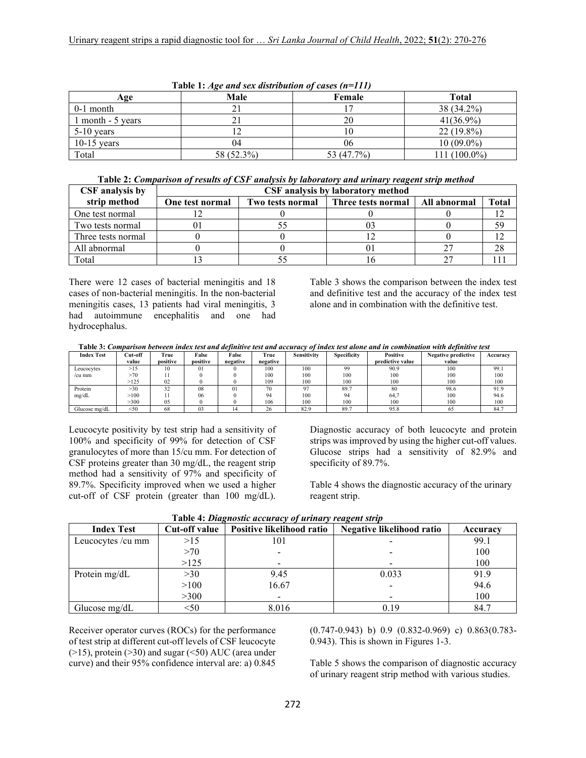**Table 1:** ***Age and sex distribution of cases (n=111)***

| Age | Male | Female | Total |
|---|---|---|---|
| 0-1 month | 21 | 17 | 38 (34.2%) |
| 1 month - 5 years | 21 | 20 | 41(36.9%) |
| 5-10 years | 12 | 10 | 22 (19.8%) |
| 10-15 years | 04 | 06 | 10 (09.0%) |
| Total | 58 (52.3%) | 53 (47.7%) | 111 (100.0%) |

**Table 2:** ***Comparison of results of CSF analysis by laboratory and urinary reagent strip method***

| CSF analysis by strip method | CSF analysis by laboratory method | | | | |
|---|---|---|---|---|---|
| | One test normal | Two tests normal | Three tests normal | All abnormal | Total |
| One test normal | 12 | 0 | 0 | 0 | 12 |
| Two tests normal | 01 | 55 | 03 | 0 | 59 |
| Three tests normal | 0 | 0 | 12 | 0 | 12 |
| All abnormal | 0 | 0 | 01 | 27 | 28 |
| Total | 13 | 55 | 16 | 27 | 111 |

There were 12 cases of bacterial meningitis and 18 cases of non-bacterial meningitis. In the non-bacterial meningitis cases, 13 patients had viral meningitis, 3 had autoimmune encephalitis and one had hydrocephalus.

Table 3 shows the comparison between the index test and definitive test and the accuracy of the index test alone and in combination with the definitive test.

**Table 3:** ***Comparison between index test and definitive test and accuracy of index test alone and in combination with definitive test***

| Index Test | Cut-off value | True positive | False positive | False negative | True negative | Sensitivity | Specificity | Positive predictive value | Negative predictive value | Accuracy |
|---|---|---|---|---|---|---|---|---|---|---|
| Leucocytes /cu mm | >15 | 10 | 01 | 0 | 100 | 100 | 99 | 90.9 | 100 | 99.1 |
| | >70 | 11 | 0 | 0 | 100 | 100 | 100 | 100 | 100 | 100 |
| | >125 | 02 | 0 | 0 | 109 | 100 | 100 | 100 | 100 | 100 |
| Protein mg/dL | >30 | 32 | 08 | 01 | 70 | 97 | 89.7 | 80 | 98.6 | 91.9 |
| | >100 | 11 | 06 | 0 | 94 | 100 | 94 | 64,7 | 100 | 94.6 |
| | >300 | 05 | 0 | 0 | 106 | 100 | 100 | 100 | 100 | 100 |
| Glucose mg/dL | <50 | 68 | 03 | 14 | 26 | 82.9 | 89.7 | 95.8 | 65 | 84.7 |

Leucocyte positivity by test strip had a sensitivity of 100% and specificity of 99% for detection of CSF granulocytes of more than 15/cu mm. For detection of CSF proteins greater than 30 mg/dL, the reagent strip method had a sensitivity of 97% and specificity of 89.7%. Specificity improved when we used a higher cut-off of CSF protein (greater than 100 mg/dL). Diagnostic accuracy of both leucocyte and protein strips was improved by using the higher cut-off values. Glucose strips had a sensitivity of 82.9% and specificity of 89.7%.

Table 4 shows the diagnostic accuracy of the urinary reagent strip.

**Table 4:** ***Diagnostic accuracy of urinary reagent strip***

| Index Test | Cut-off value | Positive likelihood ratio | Negative likelihood ratio | Accuracy |
|---|---|---|---|---|
| Leucocytes /cu mm | >15 | 101 | - | 99.1 |
| | >70 | - | - | 100 |
| | >125 | - | - | 100 |
| Protein mg/dL | >30 | 9.45 | 0.033 | 91.9 |
| | >100 | 16.67 | - | 94.6 |
| | >300 | - | - | 100 |
| Glucose mg/dL | <50 | 8.016 | 0.19 | 84.7 |

Receiver operator curves (ROCs) for the performance of test strip at different cut-off levels of CSF leucocyte (>15), protein (>30) and sugar (<50) AUC (area under curve) and their 95% confidence interval are: a) 0.845 (0.747-0.943) b) 0.9 (0.832-0.969) c) 0.863(0.783-0.943). This is shown in Figures 1-3.

Table 5 shows the comparison of diagnostic accuracy of urinary reagent strip method with various studies.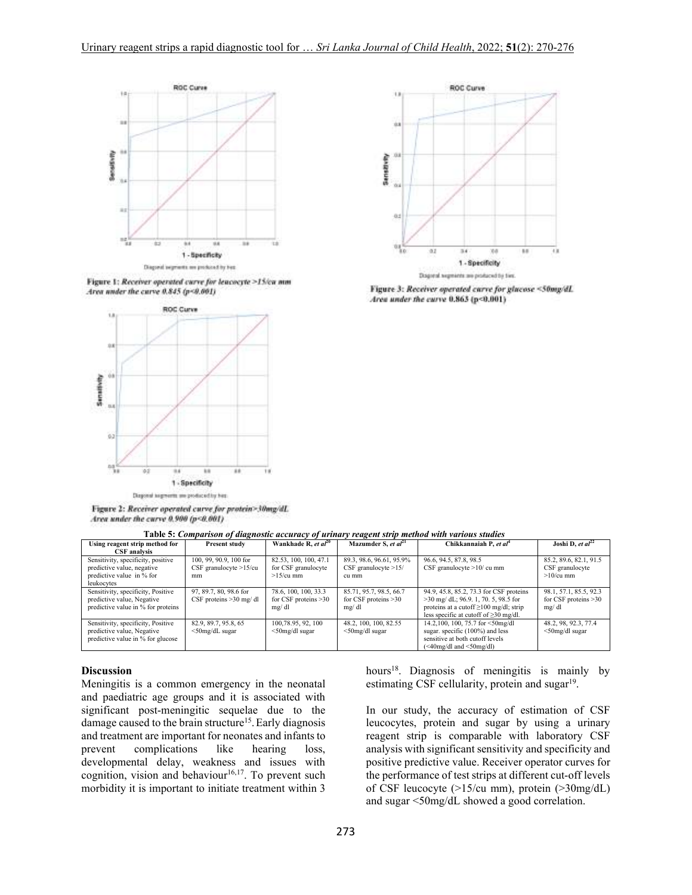Figure 1: *Receiver operated curve for leucocyte >15/cu mm Area under the curve 0.845 (p<0.001)*

Figure 2: *Receiver operated curve for protein>30mg/dL Area under the curve 0.900 (p<0.001)*

Figure 3: *Receiver operated curve for glucose <50mg/dL Area under the curve 0.863 (p<0.001)*

**Table 5: *Comparison of diagnostic accuracy of urinary reagent strip method with various studies***

| Using reagent strip method for CSF analysis | Present study | Wankhade R, *et al*[20] | Mazumder S, *et al*[21] | Chikkannaiah P, *et al*[4] | Joshi D, *et al*[22] |
|---|---|---|---|---|---|
| Sensitivity, specificity, positive predictive value, negative predictive value in % for leukocytes | 100, 99, 90.9, 100 for CSF granulocyte >15/cu mm | 82.53, 100, 100, 47.1 for CSF granulocyte >15/cu mm | 89.3, 98.6, 96.61, 95.9% CSF granulocyte >15/ cu mm | 96.6, 94.5, 87.8, 98.5 CSF granulocyte >10/ cu mm | 85.2, 89.6, 82.1, 91.5 CSF granulocyte >10/cu mm |
| Sensitivity, specificity, Positive predictive value, Negative predictive value in % for proteins | 97, 89.7, 80, 98.6 for CSF proteins >30 mg/ dl | 78.6, 100, 100, 33.3 for CSF proteins >30 mg/ dl | 85.71, 95.7, 98.5, 66.7 for CSF proteins >30 mg/ dl | 94.9, 45.8, 85.2, 73.3 for CSF proteins >30 mg/ dL; 96.9. 1, 70. 5, 98.5 for proteins at a cutoff ≥100 mg/dl; strip less specific at cutoff of ≥30 mg/dl. | 98.1, 57.1, 85.5, 92.3 for CSF proteins >30 mg/ dl |
| Sensitivity, specificity, Positive predictive value, Negative predictive value in % for glucose | 82.9, 89.7, 95.8, 65 <50mg/dL sugar | 100,78.95, 92, 100 <50mg/dl sugar | 48.2, 100, 100, 82.55 <50mg/dl sugar | 14.2,100, 100, 75.7 for <50mg/dl sugar. specific (100%) and less sensitive at both cutoff levels (<40mg/dl and <50mg/dl) | 48.2, 98, 92.3, 77.4 <50mg/dl sugar |

## Discussion

Meningitis is a common emergency in the neonatal and paediatric age groups and it is associated with significant post-meningitic sequelae due to the damage caused to the brain structure[15]. Early diagnosis and treatment are important for neonates and infants to prevent complications like hearing loss, developmental delay, weakness and issues with cognition, vision and behaviour[16,17]. To prevent such morbidity it is important to initiate treatment within 3 hours[18]. Diagnosis of meningitis is mainly by estimating CSF cellularity, protein and sugar[19].

In our study, the accuracy of estimation of CSF leucocytes, protein and sugar by using a urinary reagent strip is comparable with laboratory CSF analysis with significant sensitivity and specificity and positive predictive value. Receiver operator curves for the performance of test strips at different cut-off levels of CSF leucocyte (>15/cu mm), protein (>30mg/dL) and sugar <50mg/dL showed a good correlation.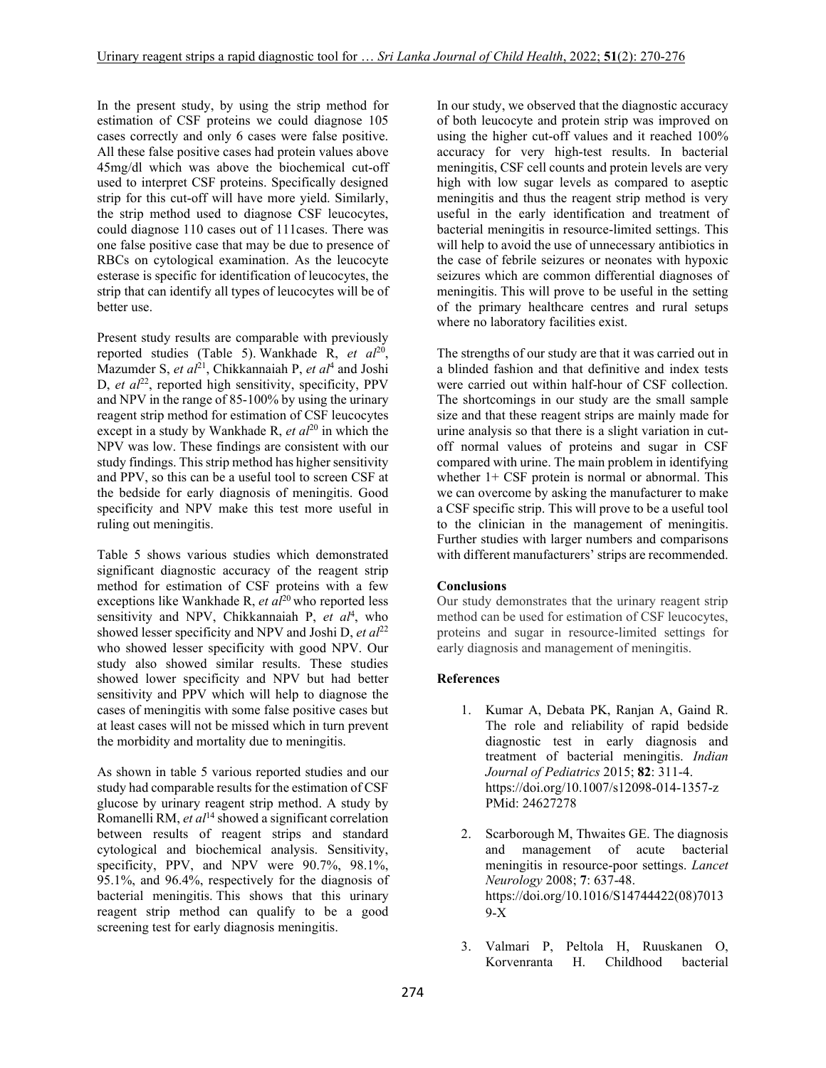In the present study, by using the strip method for estimation of CSF proteins we could diagnose 105 cases correctly and only 6 cases were false positive. All these false positive cases had protein values above 45mg/dl which was above the biochemical cut-off used to interpret CSF proteins. Specifically designed strip for this cut-off will have more yield. Similarly, the strip method used to diagnose CSF leucocytes, could diagnose 110 cases out of 111cases. There was one false positive case that may be due to presence of RBCs on cytological examination. As the leucocyte esterase is specific for identification of leucocytes, the strip that can identify all types of leucocytes will be of better use.

Present study results are comparable with previously reported studies (Table 5). Wankhade R, *et al*[20], Mazumder S, *et al*[21], Chikkannaiah P, *et al*[4] and Joshi D, *et al*[22], reported high sensitivity, specificity, PPV and NPV in the range of 85-100% by using the urinary reagent strip method for estimation of CSF leucocytes except in a study by Wankhade R, *et al*[20] in which the NPV was low. These findings are consistent with our study findings. This strip method has higher sensitivity and PPV, so this can be a useful tool to screen CSF at the bedside for early diagnosis of meningitis. Good specificity and NPV make this test more useful in ruling out meningitis.

Table 5 shows various studies which demonstrated significant diagnostic accuracy of the reagent strip method for estimation of CSF proteins with a few exceptions like Wankhade R, *et al*[20] who reported less sensitivity and NPV, Chikkannaiah P, *et al*[4], who showed lesser specificity and NPV and Joshi D, *et al*[22] who showed lesser specificity with good NPV. Our study also showed similar results. These studies showed lower specificity and NPV but had better sensitivity and PPV which will help to diagnose the cases of meningitis with some false positive cases but at least cases will not be missed which in turn prevent the morbidity and mortality due to meningitis.

As shown in table 5 various reported studies and our study had comparable results for the estimation of CSF glucose by urinary reagent strip method. A study by Romanelli RM, *et al*[14] showed a significant correlation between results of reagent strips and standard cytological and biochemical analysis. Sensitivity, specificity, PPV, and NPV were 90.7%, 98.1%, 95.1%, and 96.4%, respectively for the diagnosis of bacterial meningitis. This shows that this urinary reagent strip method can qualify to be a good screening test for early diagnosis meningitis.

In our study, we observed that the diagnostic accuracy of both leucocyte and protein strip was improved on using the higher cut-off values and it reached 100% accuracy for very high-test results. In bacterial meningitis, CSF cell counts and protein levels are very high with low sugar levels as compared to aseptic meningitis and thus the reagent strip method is very useful in the early identification and treatment of bacterial meningitis in resource-limited settings. This will help to avoid the use of unnecessary antibiotics in the case of febrile seizures or neonates with hypoxic seizures which are common differential diagnoses of meningitis. This will prove to be useful in the setting of the primary healthcare centres and rural setups where no laboratory facilities exist.

The strengths of our study are that it was carried out in a blinded fashion and that definitive and index tests were carried out within half-hour of CSF collection. The shortcomings in our study are the small sample size and that these reagent strips are mainly made for urine analysis so that there is a slight variation in cut-off normal values of proteins and sugar in CSF compared with urine. The main problem in identifying whether 1+ CSF protein is normal or abnormal. This we can overcome by asking the manufacturer to make a CSF specific strip. This will prove to be a useful tool to the clinician in the management of meningitis. Further studies with larger numbers and comparisons with different manufacturers' strips are recommended.

## Conclusions

Our study demonstrates that the urinary reagent strip method can be used for estimation of CSF leucocytes, proteins and sugar in resource-limited settings for early diagnosis and management of meningitis.

## References

1. Kumar A, Debata PK, Ranjan A, Gaind R. The role and reliability of rapid bedside diagnostic test in early diagnosis and treatment of bacterial meningitis. *Indian Journal of Pediatrics* 2015; **82**: 311-4. https://doi.org/10.1007/s12098-014-1357-z PMid: 24627278

2. Scarborough M, Thwaites GE. The diagnosis and management of acute bacterial meningitis in resource-poor settings. *Lancet Neurology* 2008; **7**: 637-48. https://doi.org/10.1016/S14744422(08)70139-X

3. Valmari P, Peltola H, Ruuskanen O, Korvenranta H. Childhood bacterial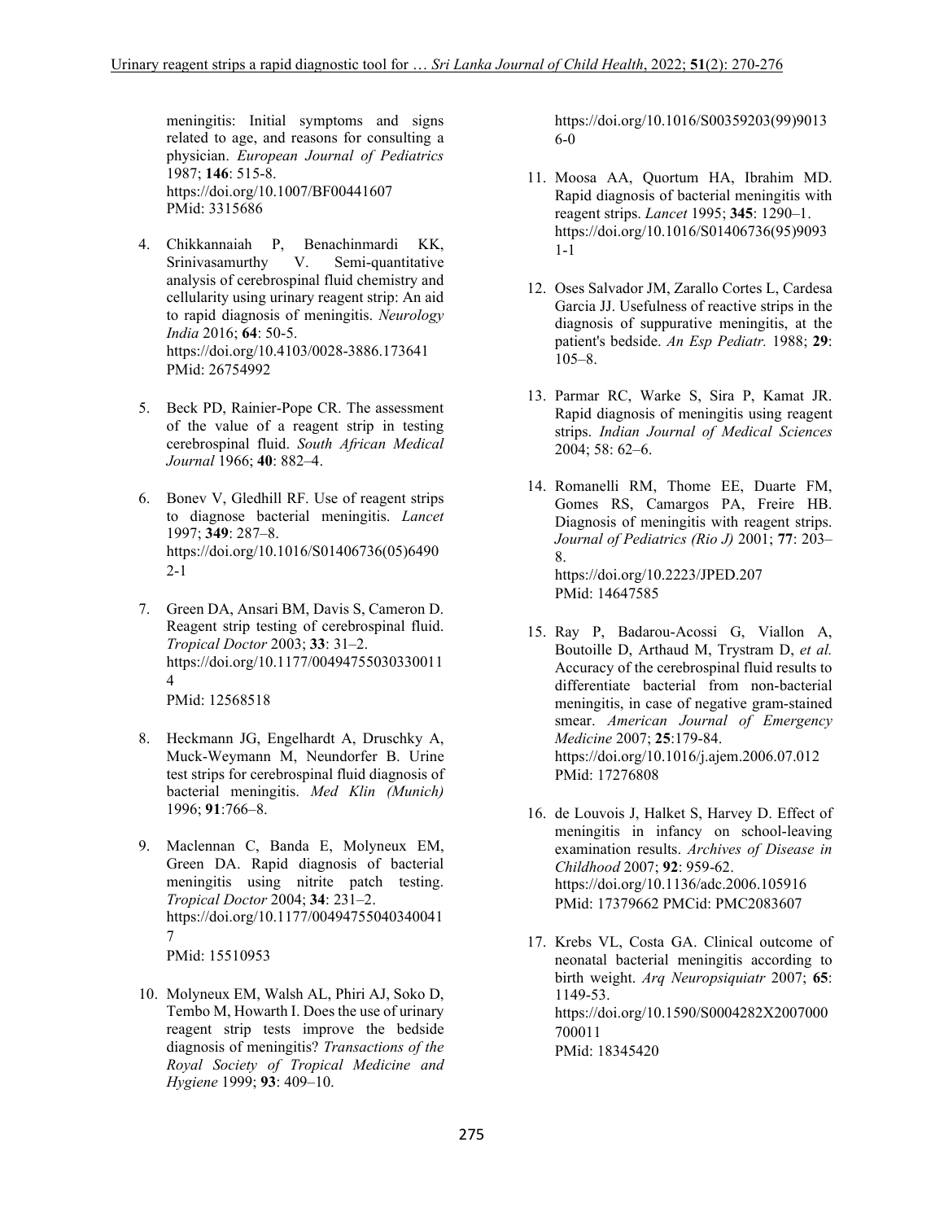meningitis: Initial symptoms and signs related to age, and reasons for consulting a physician. *European Journal of Pediatrics* 1987; **146**: 515-8.
https://doi.org/10.1007/BF00441607
PMid: 3315686

4. Chikkannaiah P, Benachinmardi KK, Srinivasamurthy V. Semi-quantitative analysis of cerebrospinal fluid chemistry and cellularity using urinary reagent strip: An aid to rapid diagnosis of meningitis. *Neurology India* 2016; **64**: 50-5.
https://doi.org/10.4103/0028-3886.173641
PMid: 26754992

5. Beck PD, Rainier-Pope CR. The assessment of the value of a reagent strip in testing cerebrospinal fluid. *South African Medical Journal* 1966; **40**: 882–4.

6. Bonev V, Gledhill RF. Use of reagent strips to diagnose bacterial meningitis. *Lancet* 1997; **349**: 287–8.
https://doi.org/10.1016/S01406736(05)64902-1

7. Green DA, Ansari BM, Davis S, Cameron D. Reagent strip testing of cerebrospinal fluid. *Tropical Doctor* 2003; **33**: 31–2.
https://doi.org/10.1177/004947550303300114
PMid: 12568518

8. Heckmann JG, Engelhardt A, Druschky A, Muck-Weymann M, Neundorfer B. Urine test strips for cerebrospinal fluid diagnosis of bacterial meningitis. *Med Klin (Munich)* 1996; **91**:766–8.

9. Maclennan C, Banda E, Molyneux EM, Green DA. Rapid diagnosis of bacterial meningitis using nitrite patch testing. *Tropical Doctor* 2004; **34**: 231–2.
https://doi.org/10.1177/004947554034004 17
PMid: 15510953

10. Molyneux EM, Walsh AL, Phiri AJ, Soko D, Tembo M, Howarth I. Does the use of urinary reagent strip tests improve the bedside diagnosis of meningitis? *Transactions of the Royal Society of Tropical Medicine and Hygiene* 1999; **93**: 409–10.
https://doi.org/10.1016/S00359203(99)90136-0

11. Moosa AA, Quortum HA, Ibrahim MD. Rapid diagnosis of bacterial meningitis with reagent strips. *Lancet* 1995; **345**: 1290–1.
https://doi.org/10.1016/S01406736(95)90931-1

12. Oses Salvador JM, Zarallo Cortes L, Cardesa Garcia JJ. Usefulness of reactive strips in the diagnosis of suppurative meningitis, at the patient's bedside. *An Esp Pediatr.* 1988; **29**: 105–8.

13. Parmar RC, Warke S, Sira P, Kamat JR. Rapid diagnosis of meningitis using reagent strips. *Indian Journal of Medical Sciences* 2004; 58: 62–6.

14. Romanelli RM, Thome EE, Duarte FM, Gomes RS, Camargos PA, Freire HB. Diagnosis of meningitis with reagent strips. *Journal of Pediatrics (Rio J)* 2001; **77**: 203–8.
https://doi.org/10.2223/JPED.207
PMid: 14647585

15. Ray P, Badarou-Acossi G, Viallon A, Boutoille D, Arthaud M, Trystram D, *et al.* Accuracy of the cerebrospinal fluid results to differentiate bacterial from non-bacterial meningitis, in case of negative gram-stained smear. *American Journal of Emergency Medicine* 2007; **25**:179-84.
https://doi.org/10.1016/j.ajem.2006.07.012
PMid: 17276808

16. de Louvois J, Halket S, Harvey D. Effect of meningitis in infancy on school-leaving examination results. *Archives of Disease in Childhood* 2007; **92**: 959-62.
https://doi.org/10.1136/adc.2006.105916
PMid: 17379662 PMCid: PMC2083607

17. Krebs VL, Costa GA. Clinical outcome of neonatal bacterial meningitis according to birth weight. *Arq Neuropsiquiatr* 2007; **65**: 1149-53.
https://doi.org/10.1590/S0004282X2007000700011
PMid: 18345420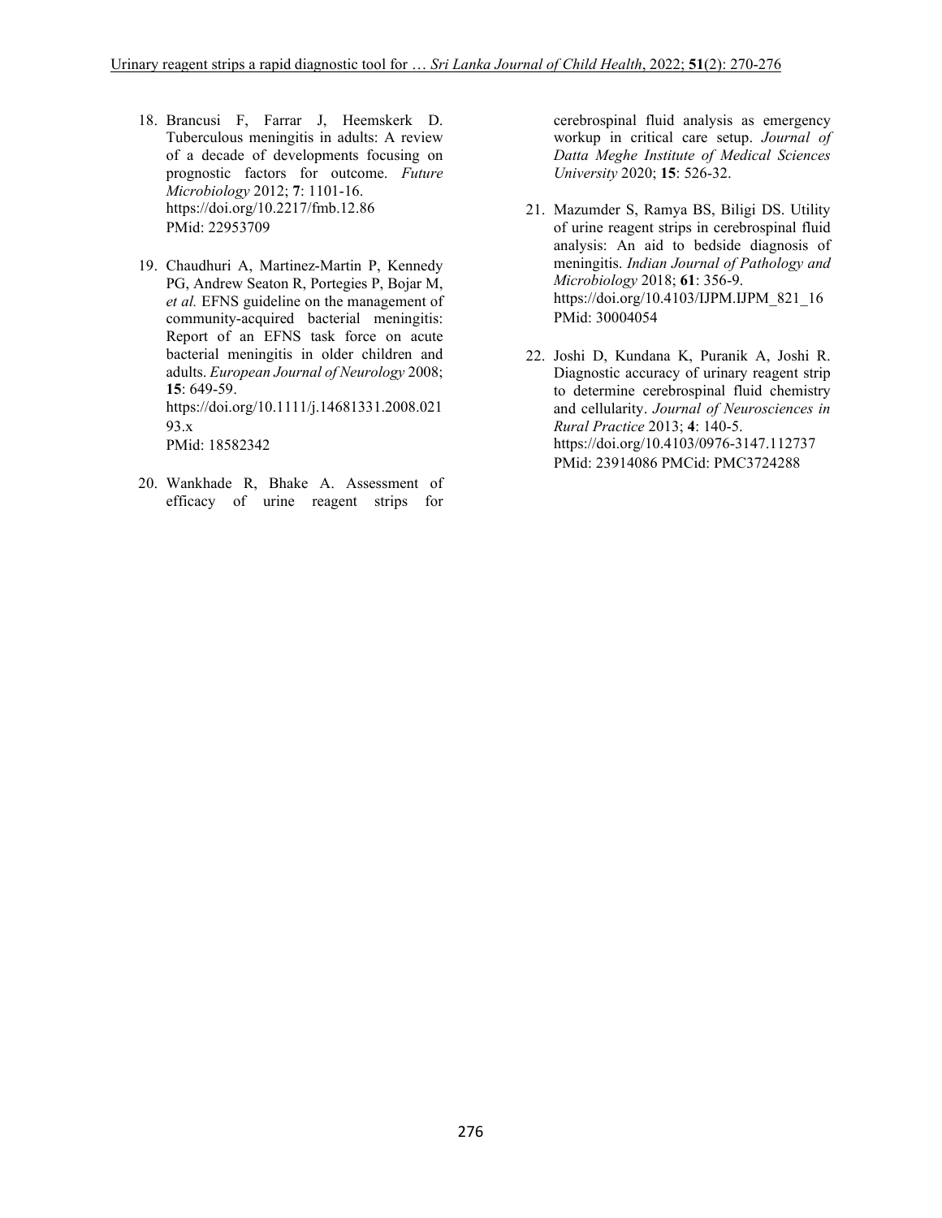18. Brancusi F, Farrar J, Heemskerk D. Tuberculous meningitis in adults: A review of a decade of developments focusing on prognostic factors for outcome. *Future Microbiology* 2012; **7**: 1101-16. https://doi.org/10.2217/fmb.12.86 PMid: 22953709

19. Chaudhuri A, Martinez-Martin P, Kennedy PG, Andrew Seaton R, Portegies P, Bojar M, *et al.* EFNS guideline on the management of community-acquired bacterial meningitis: Report of an EFNS task force on acute bacterial meningitis in older children and adults. *European Journal of Neurology* 2008; **15**: 649-59. https://doi.org/10.1111/j.14681331.2008.02193.x PMid: 18582342

20. Wankhade R, Bhake A. Assessment of efficacy of urine reagent strips for cerebrospinal fluid analysis as emergency workup in critical care setup. *Journal of Datta Meghe Institute of Medical Sciences University* 2020; **15**: 526-32.

21. Mazumder S, Ramya BS, Biligi DS. Utility of urine reagent strips in cerebrospinal fluid analysis: An aid to bedside diagnosis of meningitis. *Indian Journal of Pathology and Microbiology* 2018; **61**: 356-9. https://doi.org/10.4103/IJPM.IJPM_821_16 PMid: 30004054

22. Joshi D, Kundana K, Puranik A, Joshi R. Diagnostic accuracy of urinary reagent strip to determine cerebrospinal fluid chemistry and cellularity. *Journal of Neurosciences in Rural Practice* 2013; **4**: 140-5. https://doi.org/10.4103/0976-3147.112737 PMid: 23914086 PMCid: PMC3724288